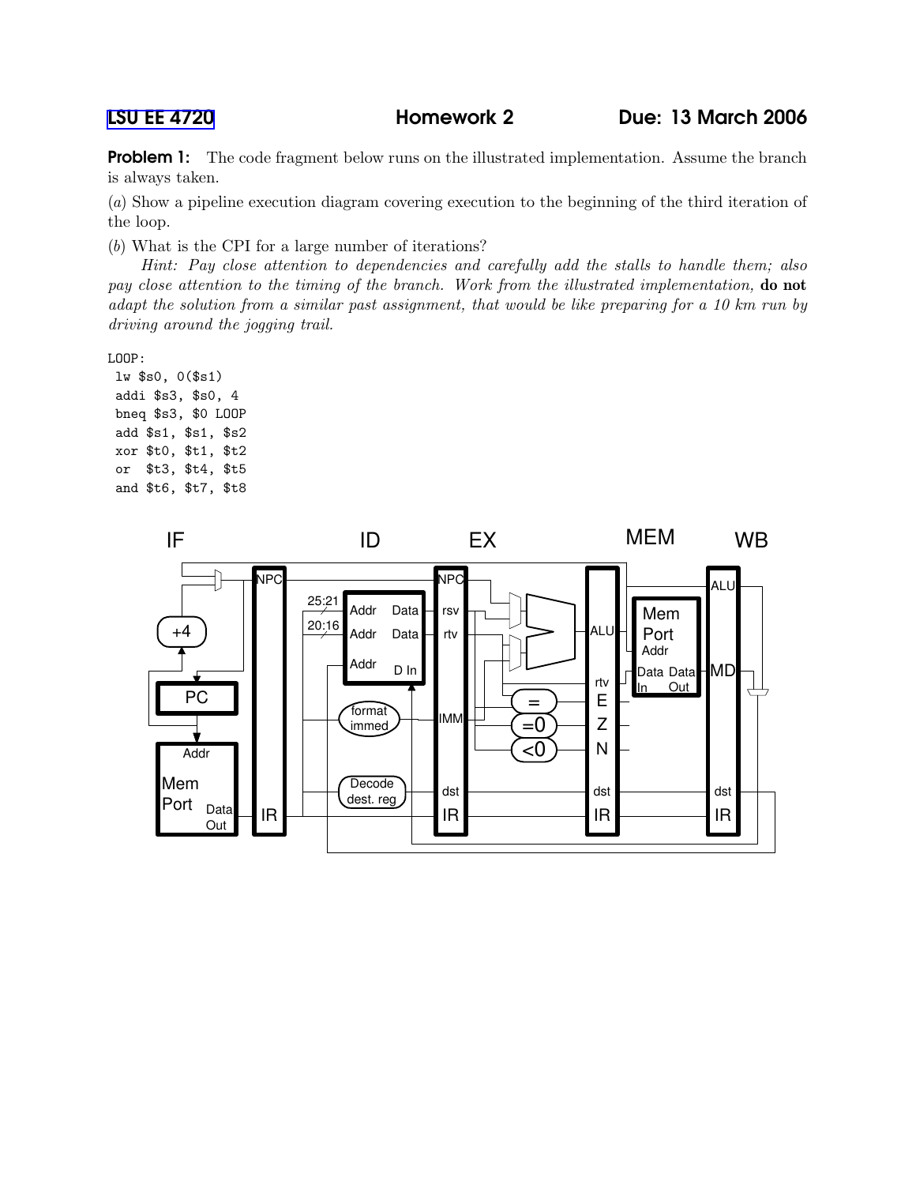LSU EE 4720 **Homework 2** **Due: 13 March 2006**

**Problem 1:** The code fragment below runs on the illustrated implementation. Assume the branch is always taken.

(*a*) Show a pipeline execution diagram covering execution to the beginning of the third iteration of the loop.

(*b*) What is the CPI for a large number of iterations?

*Hint: Pay close attention to dependencies and carefully add the stalls to handle them; also pay close attention to the timing of the branch. Work from the illustrated implementation,* **do not** *adapt the solution from a similar past assignment, that would be like preparing for a 10 km run by driving around the jogging trail.*

```
LOOP:
 lw $s0, 0($s1)
 addi $s3, $s0, 4
 bneq $s3, $0 LOOP
 add $s1, $s1, $s2
 xor $t0, $t1, $t2
 or  $t3, $t4, $t5
 and $t6, $t7, $t8
```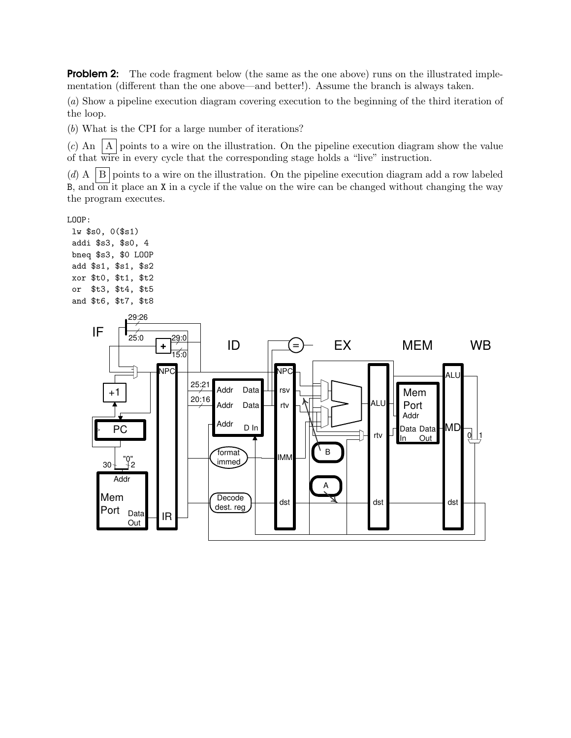**Problem 2:** The code fragment below (the same as the one above) runs on the illustrated implementation (different than the one above—and better!). Assume the branch is always taken.

(*a*) Show a pipeline execution diagram covering execution to the beginning of the third iteration of the loop.

(*b*) What is the CPI for a large number of iterations?

(*c*) An A points to a wire on the illustration. On the pipeline execution diagram show the value of that wire in every cycle that the corresponding stage holds a "live" instruction.

(*d*) A B points to a wire on the illustration. On the pipeline execution diagram add a row labeled B, and on it place an X in a cycle if the value on the wire can be changed without changing the way the program executes.

```
LOOP:
 lw $s0, 0($s1)
 addi $s3, $s0, 4
 bneq $s3, $0 LOOP
 add $s1, $s1, $s2
 xor $t0, $t1, $t2
 or  $t3, $t4, $t5
 and $t6, $t7, $t8
```

IF ID EX MEM WB

29:26
25:0
29:0
15:0
+
=
+1
PC
NPC
IR
"0"
30
2
Addr
Mem
Port
Data
Out
25:21
20:16
Addr
Data
Addr
Data
Addr
D In
format
immed
Decode
dest. reg
NPC
rsv
rtv
IMM
dst
B
A
ALU
rtv
dst
Mem
Port
Addr
Data
In
Data
Out
ALU
MD
dst
0
1